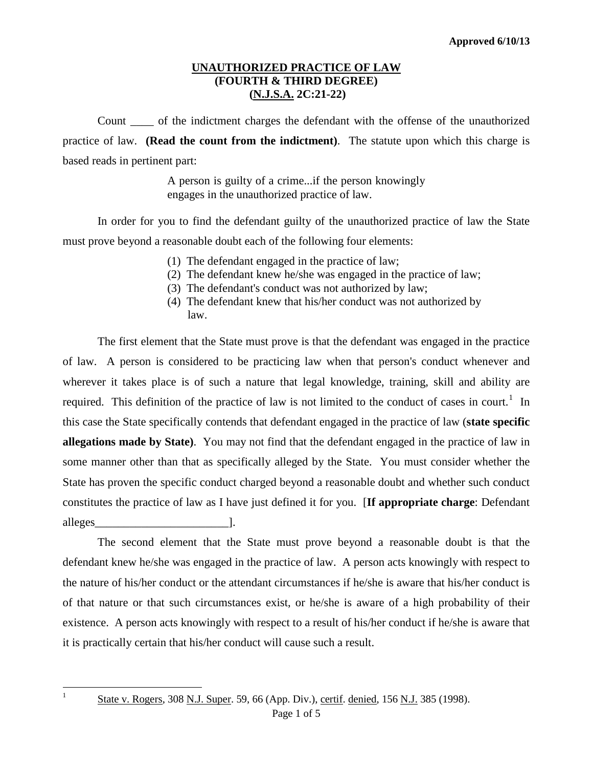Approved 6/10/13

# UNAUTHORIZED PRACTICE OF LAW
## (FOURTH & THIRD DEGREE)
## (N.J.S.A. 2C:21-22)

Count ____ of the indictment charges the defendant with the offense of the unauthorized practice of law. **(Read the count from the indictment)**. The statute upon which this charge is based reads in pertinent part:

> A person is guilty of a crime...if the person knowingly engages in the unauthorized practice of law.

In order for you to find the defendant guilty of the unauthorized practice of law the State must prove beyond a reasonable doubt each of the following four elements:

(1) The defendant engaged in the practice of law;
(2) The defendant knew he/she was engaged in the practice of law;
(3) The defendant's conduct was not authorized by law;
(4) The defendant knew that his/her conduct was not authorized by law.

The first element that the State must prove is that the defendant was engaged in the practice of law. A person is considered to be practicing law when that person's conduct whenever and wherever it takes place is of such a nature that legal knowledge, training, skill and ability are required. This definition of the practice of law is not limited to the conduct of cases in court.[1] In this case the State specifically contends that defendant engaged in the practice of law (**state specific allegations made by State)**. You may not find that the defendant engaged in the practice of law in some manner other than that as specifically alleged by the State. You must consider whether the State has proven the specific conduct charged beyond a reasonable doubt and whether such conduct constitutes the practice of law as I have just defined it for you. [**If appropriate charge**: Defendant alleges_______________________].

The second element that the State must prove beyond a reasonable doubt is that the defendant knew he/she was engaged in the practice of law. A person acts knowingly with respect to the nature of his/her conduct or the attendant circumstances if he/she is aware that his/her conduct is of that nature or that such circumstances exist, or he/she is aware of a high probability of their existence. A person acts knowingly with respect to a result of his/her conduct if he/she is aware that it is practically certain that his/her conduct will cause such a result.

---

[1] State v. Rogers, 308 N.J. Super. 59, 66 (App. Div.), certif. denied, 156 N.J. 385 (1998).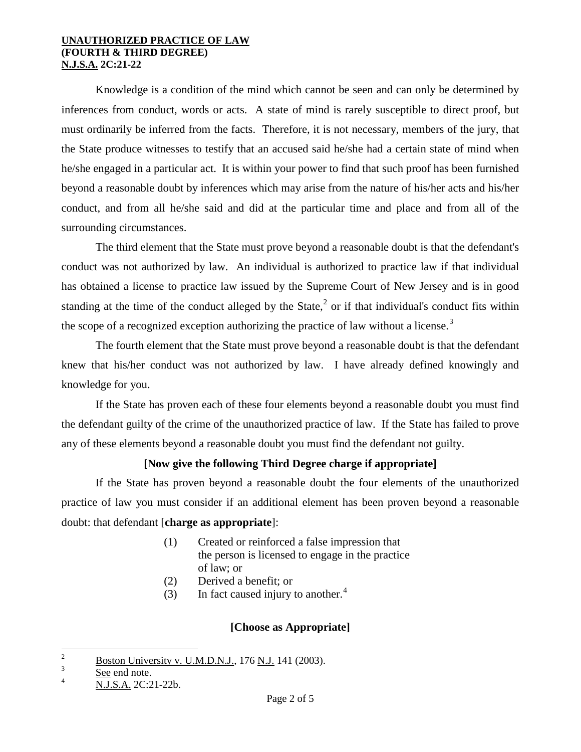Knowledge is a condition of the mind which cannot be seen and can only be determined by inferences from conduct, words or acts. A state of mind is rarely susceptible to direct proof, but must ordinarily be inferred from the facts. Therefore, it is not necessary, members of the jury, that the State produce witnesses to testify that an accused said he/she had a certain state of mind when he/she engaged in a particular act. It is within your power to find that such proof has been furnished beyond a reasonable doubt by inferences which may arise from the nature of his/her acts and his/her conduct, and from all he/she said and did at the particular time and place and from all of the surrounding circumstances.

The third element that the State must prove beyond a reasonable doubt is that the defendant's conduct was not authorized by law. An individual is authorized to practice law if that individual has obtained a license to practice law issued by the Supreme Court of New Jersey and is in good standing at the time of the conduct alleged by the State,[2] or if that individual's conduct fits within the scope of a recognized exception authorizing the practice of law without a license.[3]

The fourth element that the State must prove beyond a reasonable doubt is that the defendant knew that his/her conduct was not authorized by law. I have already defined knowingly and knowledge for you.

If the State has proven each of these four elements beyond a reasonable doubt you must find the defendant guilty of the crime of the unauthorized practice of law. If the State has failed to prove any of these elements beyond a reasonable doubt you must find the defendant not guilty.

**[Now give the following Third Degree charge if appropriate]**

If the State has proven beyond a reasonable doubt the four elements of the unauthorized practice of law you must consider if an additional element has been proven beyond a reasonable doubt: that defendant [**charge as appropriate**]:

(1) Created or reinforced a false impression that the person is licensed to engage in the practice of law; or
(2) Derived a benefit; or
(3) In fact caused injury to another.[4]

**[Choose as Appropriate]**

---

[2] Boston University v. U.M.D.N.J., 176 N.J. 141 (2003).

[3] See end note.

[4] N.J.S.A. 2C:21-22b.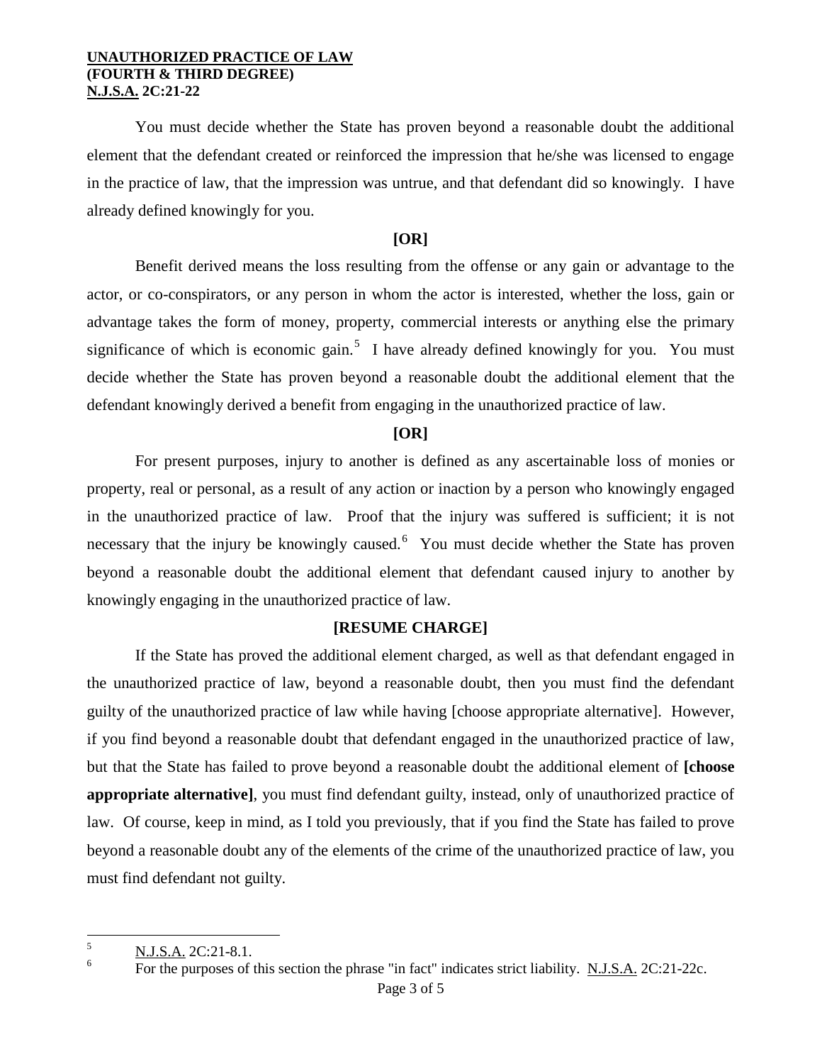You must decide whether the State has proven beyond a reasonable doubt the additional element that the defendant created or reinforced the impression that he/she was licensed to engage in the practice of law, that the impression was untrue, and that defendant did so knowingly. I have already defined knowingly for you.

**[OR]**

Benefit derived means the loss resulting from the offense or any gain or advantage to the actor, or co-conspirators, or any person in whom the actor is interested, whether the loss, gain or advantage takes the form of money, property, commercial interests or anything else the primary significance of which is economic gain.[5] I have already defined knowingly for you. You must decide whether the State has proven beyond a reasonable doubt the additional element that the defendant knowingly derived a benefit from engaging in the unauthorized practice of law.

**[OR]**

For present purposes, injury to another is defined as any ascertainable loss of monies or property, real or personal, as a result of any action or inaction by a person who knowingly engaged in the unauthorized practice of law. Proof that the injury was suffered is sufficient; it is not necessary that the injury be knowingly caused.[6] You must decide whether the State has proven beyond a reasonable doubt the additional element that defendant caused injury to another by knowingly engaging in the unauthorized practice of law.

**[RESUME CHARGE]**

If the State has proved the additional element charged, as well as that defendant engaged in the unauthorized practice of law, beyond a reasonable doubt, then you must find the defendant guilty of the unauthorized practice of law while having [choose appropriate alternative]. However, if you find beyond a reasonable doubt that defendant engaged in the unauthorized practice of law, but that the State has failed to prove beyond a reasonable doubt the additional element of **[choose appropriate alternative]**, you must find defendant guilty, instead, only of unauthorized practice of law. Of course, keep in mind, as I told you previously, that if you find the State has failed to prove beyond a reasonable doubt any of the elements of the crime of the unauthorized practice of law, you must find defendant not guilty.

---

[5] N.J.S.A. 2C:21-8.1.

[6] For the purposes of this section the phrase "in fact" indicates strict liability. N.J.S.A. 2C:21-22c.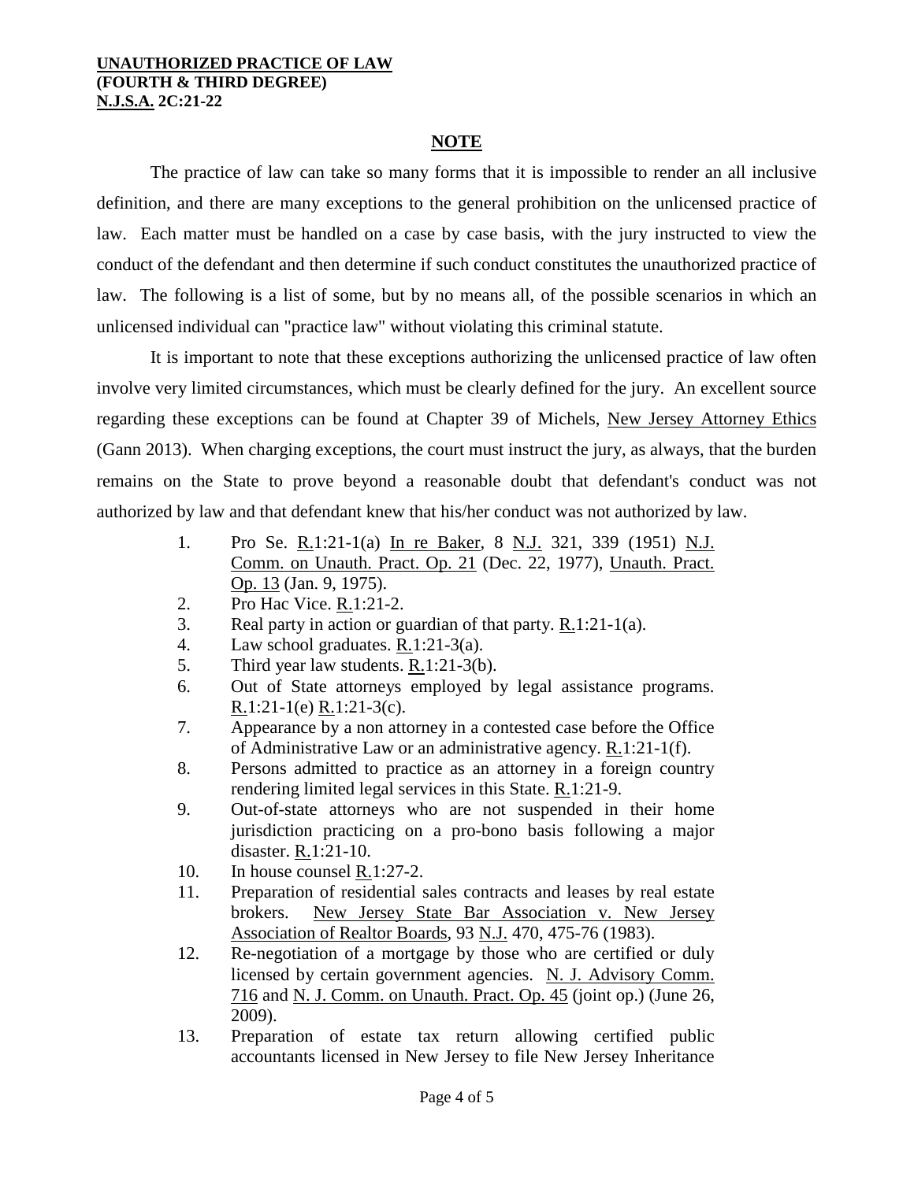**UNAUTHORIZED PRACTICE OF LAW**
**(FOURTH & THIRD DEGREE)**
**N.J.S.A. 2C:21-22**

## NOTE

The practice of law can take so many forms that it is impossible to render an all inclusive definition, and there are many exceptions to the general prohibition on the unlicensed practice of law. Each matter must be handled on a case by case basis, with the jury instructed to view the conduct of the defendant and then determine if such conduct constitutes the unauthorized practice of law. The following is a list of some, but by no means all, of the possible scenarios in which an unlicensed individual can "practice law" without violating this criminal statute.

It is important to note that these exceptions authorizing the unlicensed practice of law often involve very limited circumstances, which must be clearly defined for the jury. An excellent source regarding these exceptions can be found at Chapter 39 of Michels, New Jersey Attorney Ethics (Gann 2013). When charging exceptions, the court must instruct the jury, as always, that the burden remains on the State to prove beyond a reasonable doubt that defendant's conduct was not authorized by law and that defendant knew that his/her conduct was not authorized by law.

1. Pro Se. R.1:21-1(a) In re Baker, 8 N.J. 321, 339 (1951) N.J. Comm. on Unauth. Pract. Op. 21 (Dec. 22, 1977), Unauth. Pract. Op. 13 (Jan. 9, 1975).
2. Pro Hac Vice. R.1:21-2.
3. Real party in action or guardian of that party. R.1:21-1(a).
4. Law school graduates. R.1:21-3(a).
5. Third year law students. R.1:21-3(b).
6. Out of State attorneys employed by legal assistance programs. R.1:21-1(e) R.1:21-3(c).
7. Appearance by a non attorney in a contested case before the Office of Administrative Law or an administrative agency. R.1:21-1(f).
8. Persons admitted to practice as an attorney in a foreign country rendering limited legal services in this State. R.1:21-9.
9. Out-of-state attorneys who are not suspended in their home jurisdiction practicing on a pro-bono basis following a major disaster. R.1:21-10.
10. In house counsel R.1:27-2.
11. Preparation of residential sales contracts and leases by real estate brokers. New Jersey State Bar Association v. New Jersey Association of Realtor Boards, 93 N.J. 470, 475-76 (1983).
12. Re-negotiation of a mortgage by those who are certified or duly licensed by certain government agencies. N. J. Advisory Comm. 716 and N. J. Comm. on Unauth. Pract. Op. 45 (joint op.) (June 26, 2009).
13. Preparation of estate tax return allowing certified public accountants licensed in New Jersey to file New Jersey Inheritance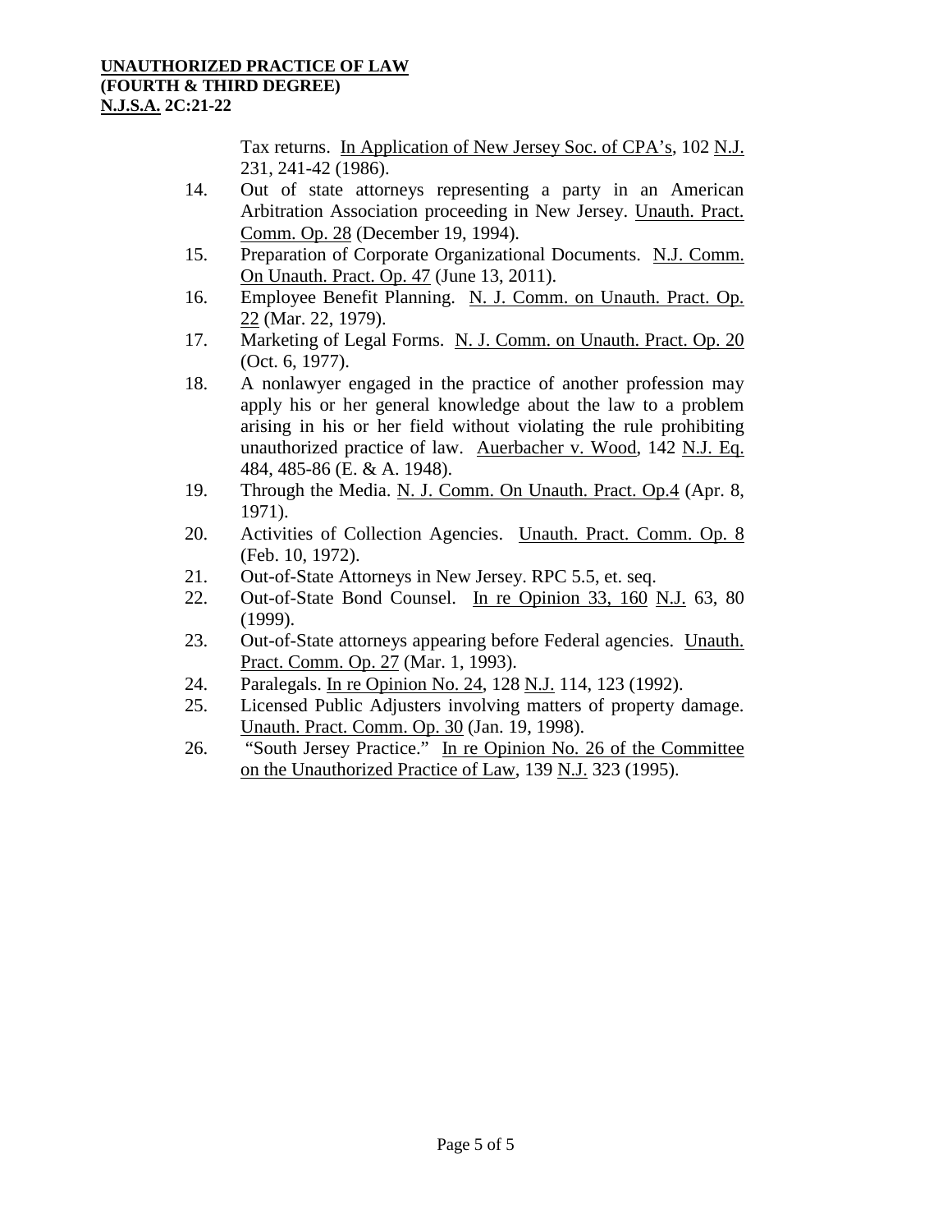Tax returns. In Application of New Jersey Soc. of CPA's, 102 N.J. 231, 241-42 (1986).

14. Out of state attorneys representing a party in an American Arbitration Association proceeding in New Jersey. Unauth. Pract. Comm. Op. 28 (December 19, 1994).
15. Preparation of Corporate Organizational Documents. N.J. Comm. On Unauth. Pract. Op. 47 (June 13, 2011).
16. Employee Benefit Planning. N. J. Comm. on Unauth. Pract. Op. 22 (Mar. 22, 1979).
17. Marketing of Legal Forms. N. J. Comm. on Unauth. Pract. Op. 20 (Oct. 6, 1977).
18. A nonlawyer engaged in the practice of another profession may apply his or her general knowledge about the law to a problem arising in his or her field without violating the rule prohibiting unauthorized practice of law. Auerbacher v. Wood, 142 N.J. Eq. 484, 485-86 (E. & A. 1948).
19. Through the Media. N. J. Comm. On Unauth. Pract. Op.4 (Apr. 8, 1971).
20. Activities of Collection Agencies. Unauth. Pract. Comm. Op. 8 (Feb. 10, 1972).
21. Out-of-State Attorneys in New Jersey. RPC 5.5, et. seq.
22. Out-of-State Bond Counsel. In re Opinion 33, 160 N.J. 63, 80 (1999).
23. Out-of-State attorneys appearing before Federal agencies. Unauth. Pract. Comm. Op. 27 (Mar. 1, 1993).
24. Paralegals. In re Opinion No. 24, 128 N.J. 114, 123 (1992).
25. Licensed Public Adjusters involving matters of property damage. Unauth. Pract. Comm. Op. 30 (Jan. 19, 1998).
26. "South Jersey Practice." In re Opinion No. 26 of the Committee on the Unauthorized Practice of Law, 139 N.J. 323 (1995).